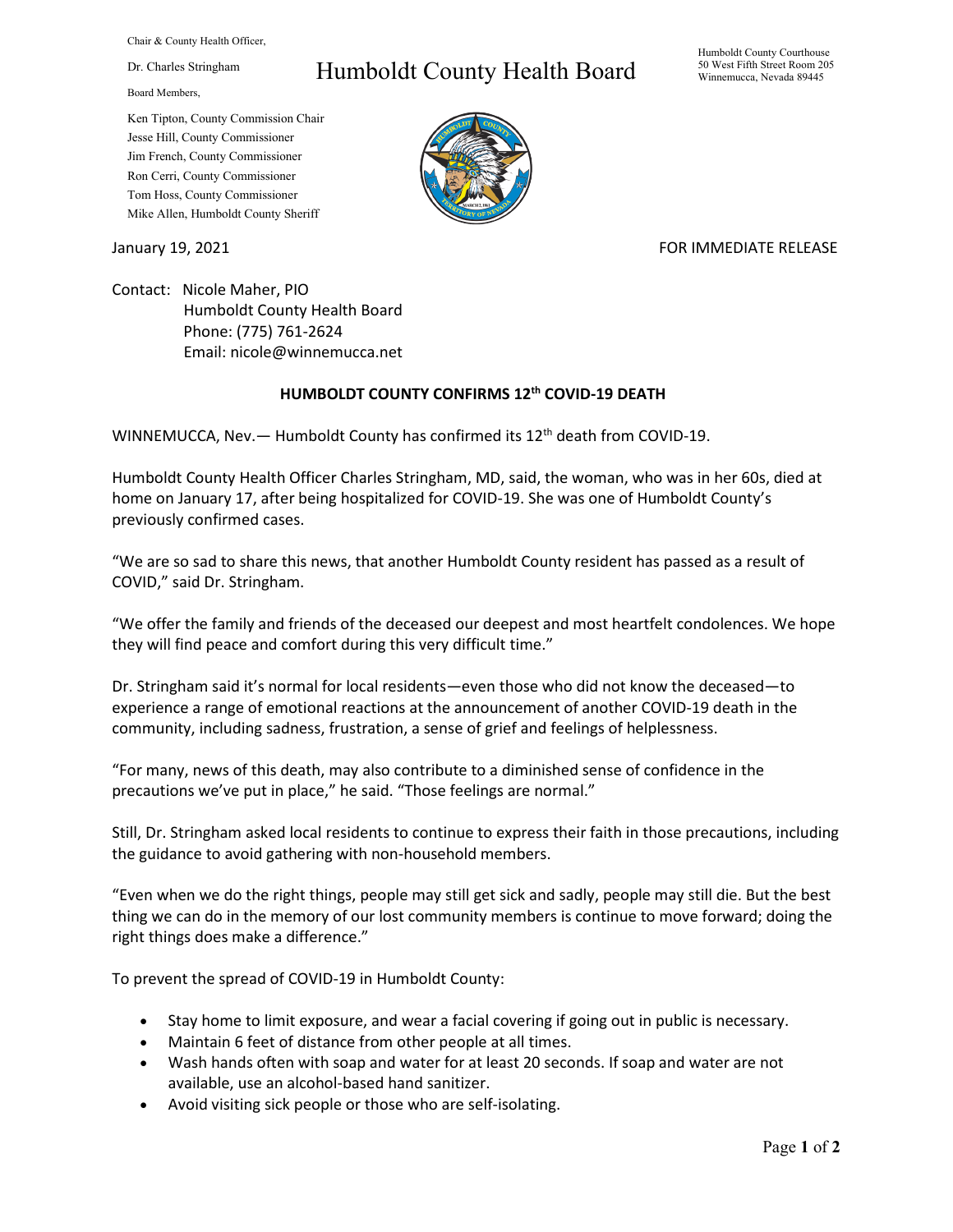Chair & County Health Officer,

Dr. Charles Stringham

Board Members,

Ken Tipton, County Commission Chair
Jesse Hill, County Commissioner
Jim French, County Commissioner
Ron Cerri, County Commissioner
Tom Hoss, County Commissioner
Mike Allen, Humboldt County Sheriff

# Humboldt County Health Board

Humboldt County Courthouse
50 West Fifth Street Room 205
Winnemucca, Nevada 89445

January 19, 2021

FOR IMMEDIATE RELEASE

Contact: Nicole Maher, PIO
Humboldt County Health Board
Phone: (775) 761-2624
Email: nicole@winnemucca.net

## HUMBOLDT COUNTY CONFIRMS 12th COVID-19 DEATH

WINNEMUCCA, Nev.— Humboldt County has confirmed its 12th death from COVID-19.

Humboldt County Health Officer Charles Stringham, MD, said, the woman, who was in her 60s, died at home on January 17, after being hospitalized for COVID-19. She was one of Humboldt County's previously confirmed cases.

"We are so sad to share this news, that another Humboldt County resident has passed as a result of COVID," said Dr. Stringham.

"We offer the family and friends of the deceased our deepest and most heartfelt condolences. We hope they will find peace and comfort during this very difficult time."

Dr. Stringham said it's normal for local residents—even those who did not know the deceased—to experience a range of emotional reactions at the announcement of another COVID-19 death in the community, including sadness, frustration, a sense of grief and feelings of helplessness.

"For many, news of this death, may also contribute to a diminished sense of confidence in the precautions we've put in place," he said. "Those feelings are normal."

Still, Dr. Stringham asked local residents to continue to express their faith in those precautions, including the guidance to avoid gathering with non-household members.

"Even when we do the right things, people may still get sick and sadly, people may still die. But the best thing we can do in the memory of our lost community members is continue to move forward; doing the right things does make a difference."

To prevent the spread of COVID-19 in Humboldt County:

- Stay home to limit exposure, and wear a facial covering if going out in public is necessary.
- Maintain 6 feet of distance from other people at all times.
- Wash hands often with soap and water for at least 20 seconds. If soap and water are not available, use an alcohol-based hand sanitizer.
- Avoid visiting sick people or those who are self-isolating.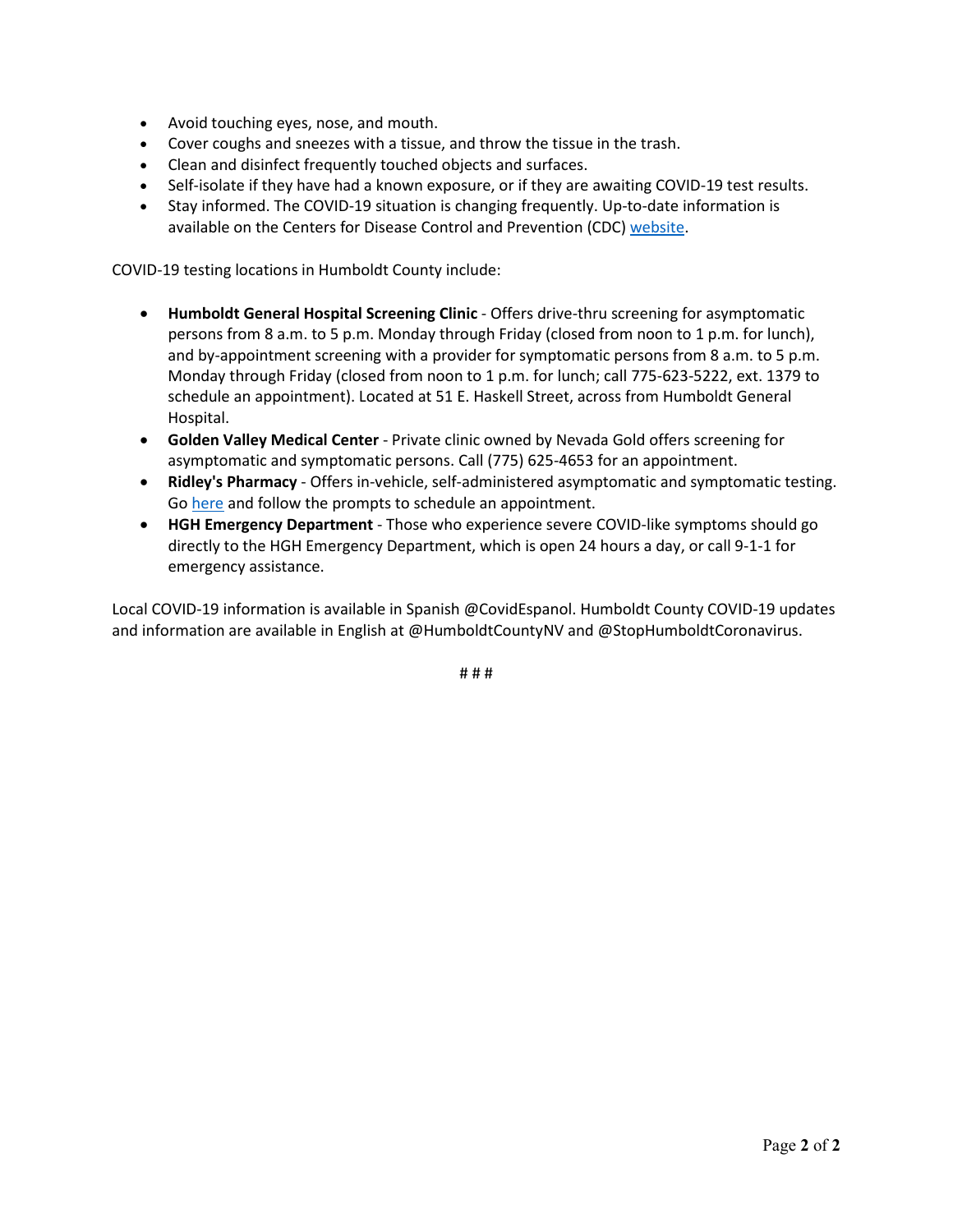- Avoid touching eyes, nose, and mouth.
- Cover coughs and sneezes with a tissue, and throw the tissue in the trash.
- Clean and disinfect frequently touched objects and surfaces.
- Self-isolate if they have had a known exposure, or if they are awaiting COVID-19 test results.
- Stay informed. The COVID-19 situation is changing frequently. Up-to-date information is available on the Centers for Disease Control and Prevention (CDC) website.

COVID-19 testing locations in Humboldt County include:

- **Humboldt General Hospital Screening Clinic** - Offers drive-thru screening for asymptomatic persons from 8 a.m. to 5 p.m. Monday through Friday (closed from noon to 1 p.m. for lunch), and by-appointment screening with a provider for symptomatic persons from 8 a.m. to 5 p.m. Monday through Friday (closed from noon to 1 p.m. for lunch; call 775-623-5222, ext. 1379 to schedule an appointment). Located at 51 E. Haskell Street, across from Humboldt General Hospital.
- **Golden Valley Medical Center** - Private clinic owned by Nevada Gold offers screening for asymptomatic and symptomatic persons. Call (775) 625-4653 for an appointment.
- **Ridley's Pharmacy** - Offers in-vehicle, self-administered asymptomatic and symptomatic testing. Go here and follow the prompts to schedule an appointment.
- **HGH Emergency Department** - Those who experience severe COVID-like symptoms should go directly to the HGH Emergency Department, which is open 24 hours a day, or call 9-1-1 for emergency assistance.

Local COVID-19 information is available in Spanish @CovidEspanol. Humboldt County COVID-19 updates and information are available in English at @HumboldtCountyNV and @StopHumboldtCoronavirus.

# # #